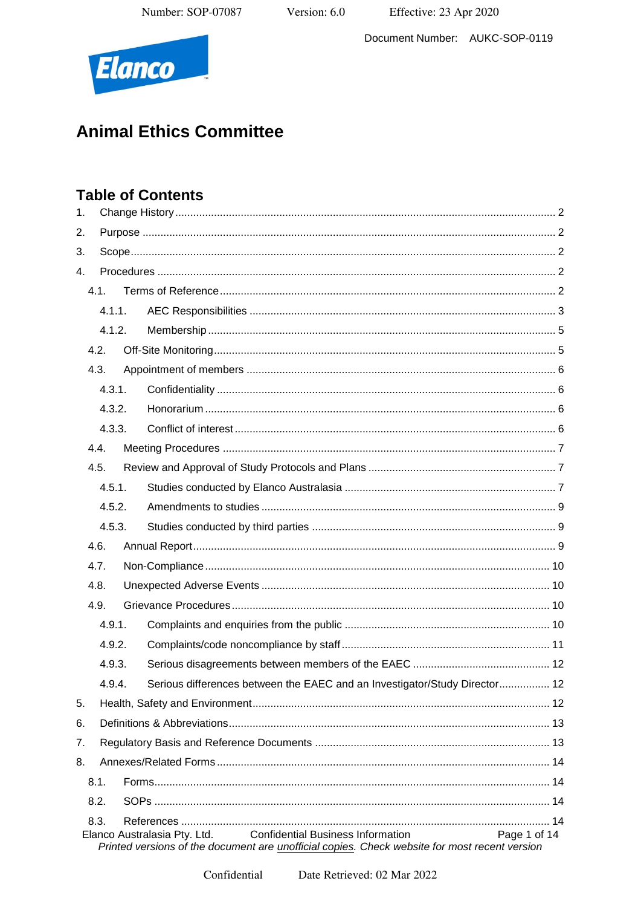Document Number: AUKC-SOP-0119

# Animal Ethics Committee

## Table of Contents

1. Change History ........................................................................ 2
2. Purpose ........................................................................ 2
3. Scope ........................................................................ 2
4. Procedures ........................................................................ 2
   - 4.1. Terms of Reference ........................................................................ 2
     - 4.1.1. AEC Responsibilities ........................................................................ 3
     - 4.1.2. Membership ........................................................................ 5
   - 4.2. Off-Site Monitoring ........................................................................ 5
   - 4.3. Appointment of members ........................................................................ 6
     - 4.3.1. Confidentiality ........................................................................ 6
     - 4.3.2. Honorarium ........................................................................ 6
     - 4.3.3. Conflict of interest ........................................................................ 6
   - 4.4. Meeting Procedures ........................................................................ 7
   - 4.5. Review and Approval of Study Protocols and Plans ........................................................................ 7
     - 4.5.1. Studies conducted by Elanco Australasia ........................................................................ 7
     - 4.5.2. Amendments to studies ........................................................................ 9
     - 4.5.3. Studies conducted by third parties ........................................................................ 9
   - 4.6. Annual Report ........................................................................ 9
   - 4.7. Non-Compliance ........................................................................ 10
   - 4.8. Unexpected Adverse Events ........................................................................ 10
   - 4.9. Grievance Procedures ........................................................................ 10
     - 4.9.1. Complaints and enquiries from the public ........................................................................ 10
     - 4.9.2. Complaints/code noncompliance by staff ........................................................................ 11
     - 4.9.3. Serious disagreements between members of the EAEC ........................................................................ 12
     - 4.9.4. Serious differences between the EAEC and an Investigator/Study Director ........................................................................ 12
5. Health, Safety and Environment ........................................................................ 12
6. Definitions & Abbreviations ........................................................................ 13
7. Regulatory Basis and Reference Documents ........................................................................ 13
8. Annexes/Related Forms ........................................................................ 14
   - 8.1. Forms ........................................................................ 14
   - 8.2. SOPs ........................................................................ 14
   - 8.3. References ........................................................................ 14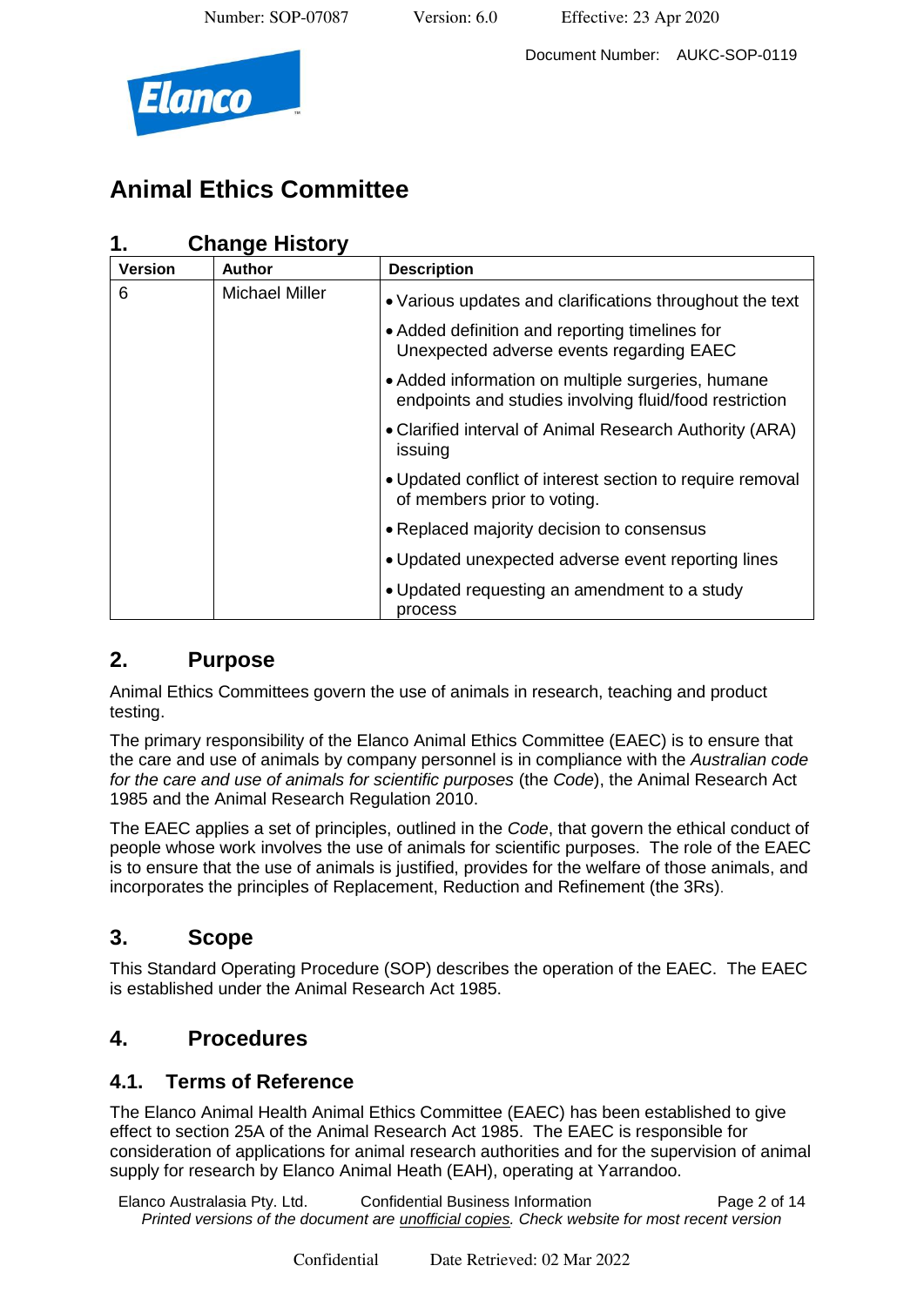# Animal Ethics Committee

## 1. Change History

| Version | Author | Description |
|---|---|---|
| 6 | Michael Miller | • Various updates and clarifications throughout the text<br>• Added definition and reporting timelines for Unexpected adverse events regarding EAEC<br>• Added information on multiple surgeries, humane endpoints and studies involving fluid/food restriction<br>• Clarified interval of Animal Research Authority (ARA) issuing<br>• Updated conflict of interest section to require removal of members prior to voting.<br>• Replaced majority decision to consensus<br>• Updated unexpected adverse event reporting lines<br>• Updated requesting an amendment to a study process |

## 2. Purpose

Animal Ethics Committees govern the use of animals in research, teaching and product testing.

The primary responsibility of the Elanco Animal Ethics Committee (EAEC) is to ensure that the care and use of animals by company personnel is in compliance with the *Australian code for the care and use of animals for scientific purposes* (the *Code*), the Animal Research Act 1985 and the Animal Research Regulation 2010.

The EAEC applies a set of principles, outlined in the *Code*, that govern the ethical conduct of people whose work involves the use of animals for scientific purposes. The role of the EAEC is to ensure that the use of animals is justified, provides for the welfare of those animals, and incorporates the principles of Replacement, Reduction and Refinement (the 3Rs).

## 3. Scope

This Standard Operating Procedure (SOP) describes the operation of the EAEC. The EAEC is established under the Animal Research Act 1985.

## 4. Procedures

### 4.1. Terms of Reference

The Elanco Animal Health Animal Ethics Committee (EAEC) has been established to give effect to section 25A of the Animal Research Act 1985. The EAEC is responsible for consideration of applications for animal research authorities and for the supervision of animal supply for research by Elanco Animal Heath (EAH), operating at Yarrandoo.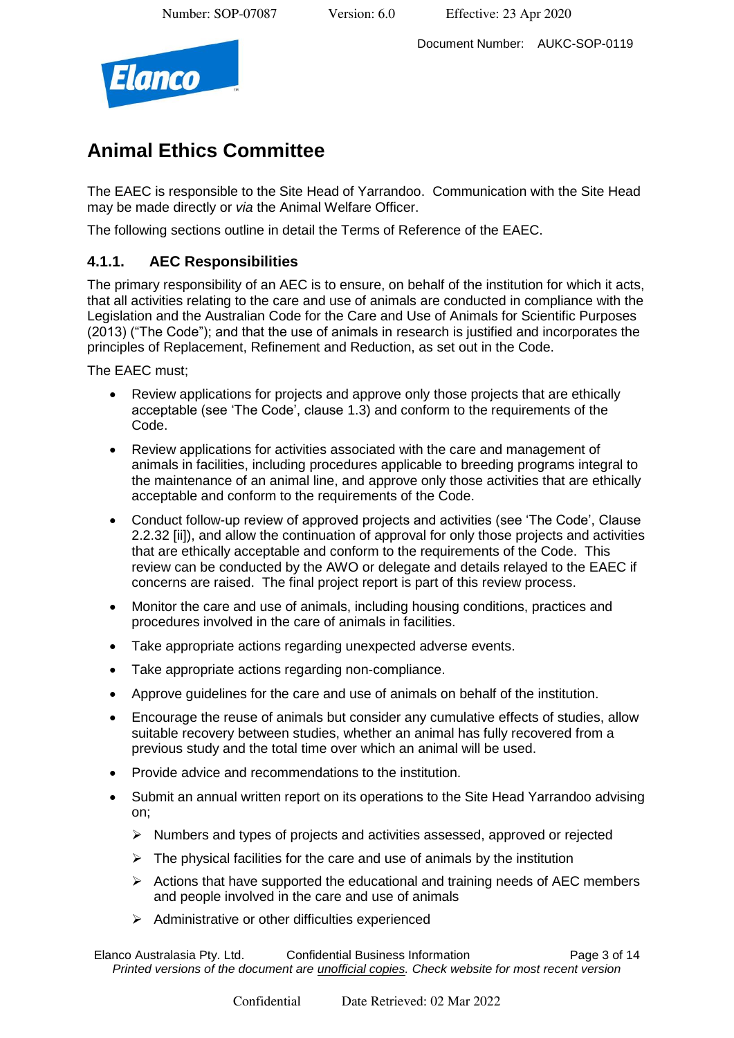# Animal Ethics Committee

The EAEC is responsible to the Site Head of Yarrandoo. Communication with the Site Head may be made directly or *via* the Animal Welfare Officer.

The following sections outline in detail the Terms of Reference of the EAEC.

### 4.1.1. AEC Responsibilities

The primary responsibility of an AEC is to ensure, on behalf of the institution for which it acts, that all activities relating to the care and use of animals are conducted in compliance with the Legislation and the Australian Code for the Care and Use of Animals for Scientific Purposes (2013) ("The Code"); and that the use of animals in research is justified and incorporates the principles of Replacement, Refinement and Reduction, as set out in the Code.

The EAEC must;

- Review applications for projects and approve only those projects that are ethically acceptable (see 'The Code', clause 1.3) and conform to the requirements of the Code.
- Review applications for activities associated with the care and management of animals in facilities, including procedures applicable to breeding programs integral to the maintenance of an animal line, and approve only those activities that are ethically acceptable and conform to the requirements of the Code.
- Conduct follow-up review of approved projects and activities (see 'The Code', Clause 2.2.32 [ii]), and allow the continuation of approval for only those projects and activities that are ethically acceptable and conform to the requirements of the Code. This review can be conducted by the AWO or delegate and details relayed to the EAEC if concerns are raised. The final project report is part of this review process.
- Monitor the care and use of animals, including housing conditions, practices and procedures involved in the care of animals in facilities.
- Take appropriate actions regarding unexpected adverse events.
- Take appropriate actions regarding non-compliance.
- Approve guidelines for the care and use of animals on behalf of the institution.
- Encourage the reuse of animals but consider any cumulative effects of studies, allow suitable recovery between studies, whether an animal has fully recovered from a previous study and the total time over which an animal will be used.
- Provide advice and recommendations to the institution.
- Submit an annual written report on its operations to the Site Head Yarrandoo advising on;
  - Numbers and types of projects and activities assessed, approved or rejected
  - The physical facilities for the care and use of animals by the institution
  - Actions that have supported the educational and training needs of AEC members and people involved in the care and use of animals
  - Administrative or other difficulties experienced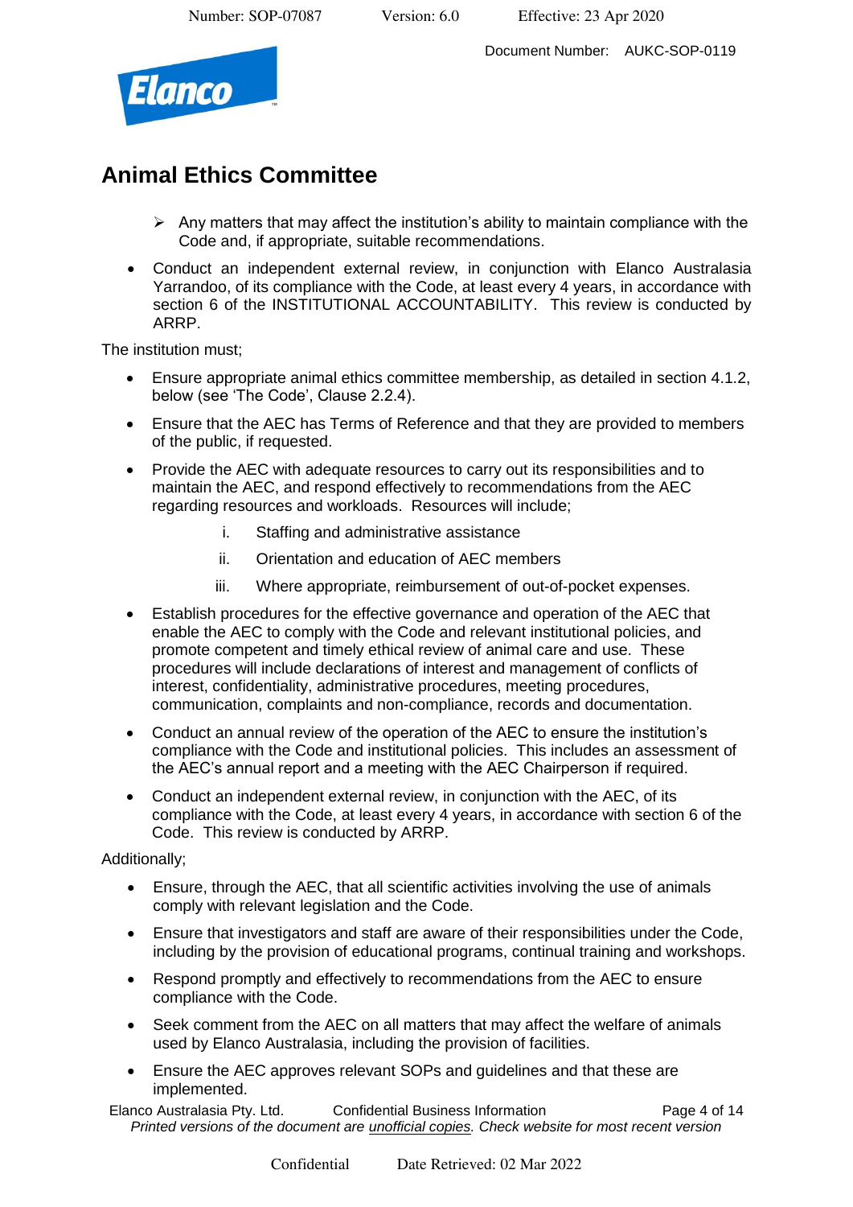# Animal Ethics Committee

- ➢ Any matters that may affect the institution's ability to maintain compliance with the Code and, if appropriate, suitable recommendations.

- Conduct an independent external review, in conjunction with Elanco Australasia Yarrandoo, of its compliance with the Code, at least every 4 years, in accordance with section 6 of the INSTITUTIONAL ACCOUNTABILITY. This review is conducted by ARRP.

The institution must;

- Ensure appropriate animal ethics committee membership, as detailed in section 4.1.2, below (see 'The Code', Clause 2.2.4).
- Ensure that the AEC has Terms of Reference and that they are provided to members of the public, if requested.
- Provide the AEC with adequate resources to carry out its responsibilities and to maintain the AEC, and respond effectively to recommendations from the AEC regarding resources and workloads. Resources will include;
  - i. Staffing and administrative assistance
  - ii. Orientation and education of AEC members
  - iii. Where appropriate, reimbursement of out-of-pocket expenses.
- Establish procedures for the effective governance and operation of the AEC that enable the AEC to comply with the Code and relevant institutional policies, and promote competent and timely ethical review of animal care and use. These procedures will include declarations of interest and management of conflicts of interest, confidentiality, administrative procedures, meeting procedures, communication, complaints and non-compliance, records and documentation.
- Conduct an annual review of the operation of the AEC to ensure the institution's compliance with the Code and institutional policies. This includes an assessment of the AEC's annual report and a meeting with the AEC Chairperson if required.
- Conduct an independent external review, in conjunction with the AEC, of its compliance with the Code, at least every 4 years, in accordance with section 6 of the Code. This review is conducted by ARRP.

Additionally;

- Ensure, through the AEC, that all scientific activities involving the use of animals comply with relevant legislation and the Code.
- Ensure that investigators and staff are aware of their responsibilities under the Code, including by the provision of educational programs, continual training and workshops.
- Respond promptly and effectively to recommendations from the AEC to ensure compliance with the Code.
- Seek comment from the AEC on all matters that may affect the welfare of animals used by Elanco Australasia, including the provision of facilities.
- Ensure the AEC approves relevant SOPs and guidelines and that these are implemented.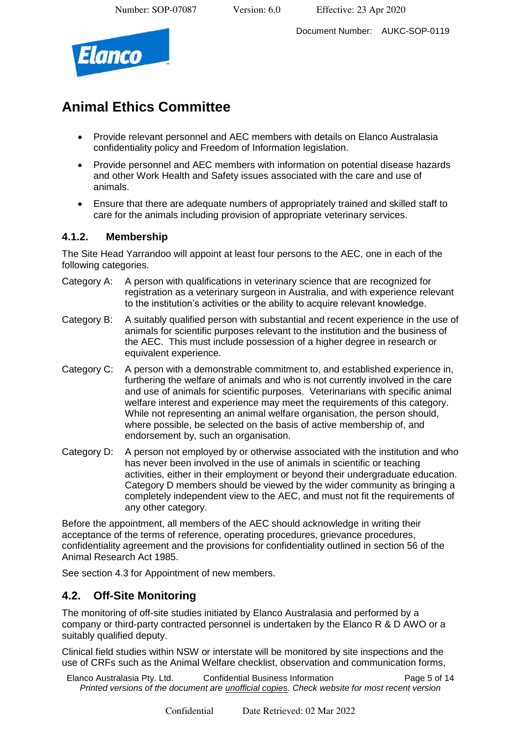- Provide relevant personnel and AEC members with details on Elanco Australasia confidentiality policy and Freedom of Information legislation.
- Provide personnel and AEC members with information on potential disease hazards and other Work Health and Safety issues associated with the care and use of animals.
- Ensure that there are adequate numbers of appropriately trained and skilled staff to care for the animals including provision of appropriate veterinary services.

### 4.1.2. Membership

The Site Head Yarrandoo will appoint at least four persons to the AEC, one in each of the following categories.

Category A: A person with qualifications in veterinary science that are recognized for registration as a veterinary surgeon in Australia, and with experience relevant to the institution's activities or the ability to acquire relevant knowledge.

Category B: A suitably qualified person with substantial and recent experience in the use of animals for scientific purposes relevant to the institution and the business of the AEC. This must include possession of a higher degree in research or equivalent experience.

Category C: A person with a demonstrable commitment to, and established experience in, furthering the welfare of animals and who is not currently involved in the care and use of animals for scientific purposes. Veterinarians with specific animal welfare interest and experience may meet the requirements of this category. While not representing an animal welfare organisation, the person should, where possible, be selected on the basis of active membership of, and endorsement by, such an organisation.

Category D: A person not employed by or otherwise associated with the institution and who has never been involved in the use of animals in scientific or teaching activities, either in their employment or beyond their undergraduate education. Category D members should be viewed by the wider community as bringing a completely independent view to the AEC, and must not fit the requirements of any other category.

Before the appointment, all members of the AEC should acknowledge in writing their acceptance of the terms of reference, operating procedures, grievance procedures, confidentiality agreement and the provisions for confidentiality outlined in section 56 of the Animal Research Act 1985.

See section 4.3 for Appointment of new members.

## 4.2. Off-Site Monitoring

The monitoring of off-site studies initiated by Elanco Australasia and performed by a company or third-party contracted personnel is undertaken by the Elanco R & D AWO or a suitably qualified deputy.

Clinical field studies within NSW or interstate will be monitored by site inspections and the use of CRFs such as the Animal Welfare checklist, observation and communication forms,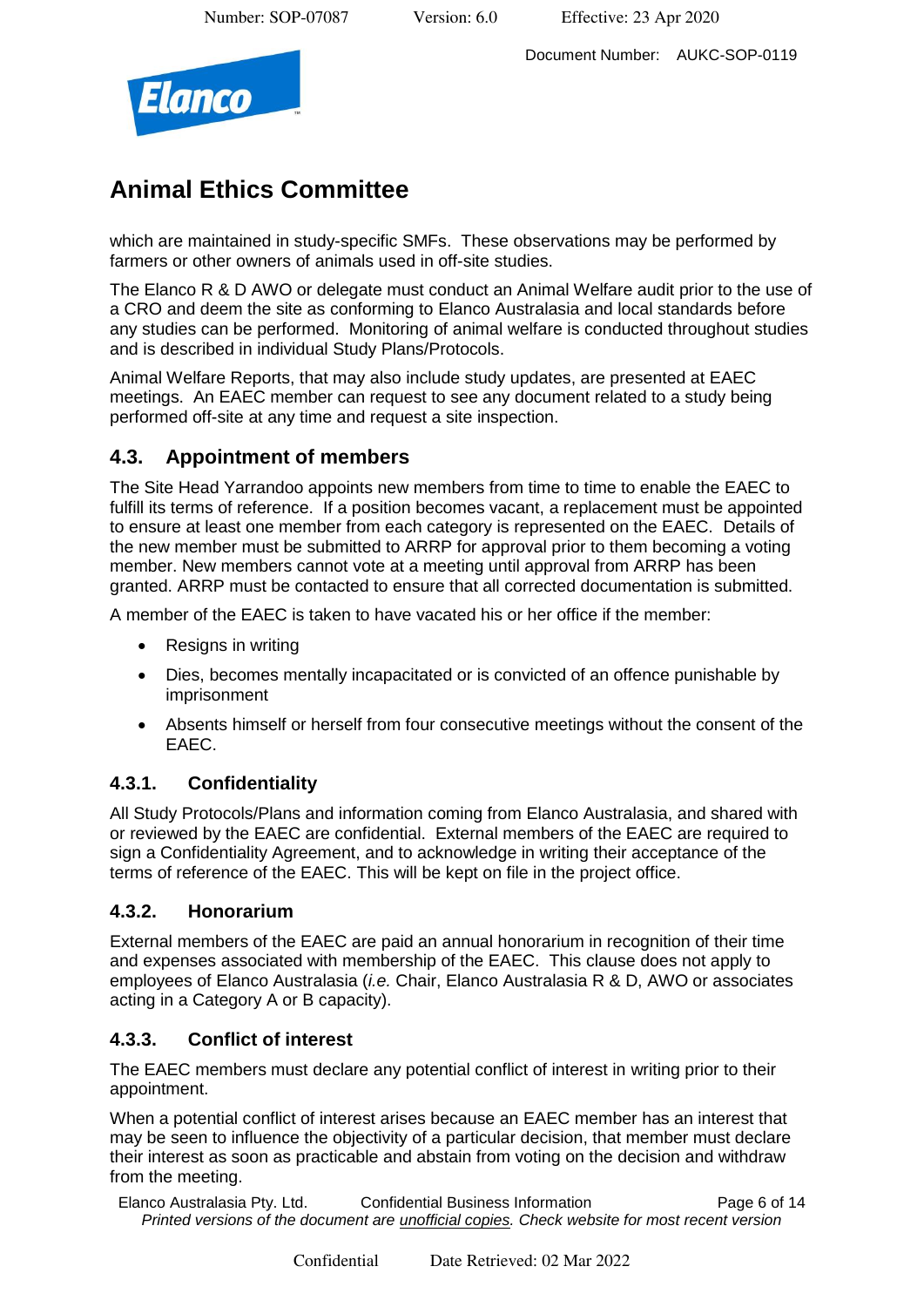which are maintained in study-specific SMFs. These observations may be performed by farmers or other owners of animals used in off-site studies.

The Elanco R & D AWO or delegate must conduct an Animal Welfare audit prior to the use of a CRO and deem the site as conforming to Elanco Australasia and local standards before any studies can be performed. Monitoring of animal welfare is conducted throughout studies and is described in individual Study Plans/Protocols.

Animal Welfare Reports, that may also include study updates, are presented at EAEC meetings. An EAEC member can request to see any document related to a study being performed off-site at any time and request a site inspection.

## 4.3. Appointment of members

The Site Head Yarrandoo appoints new members from time to time to enable the EAEC to fulfill its terms of reference. If a position becomes vacant, a replacement must be appointed to ensure at least one member from each category is represented on the EAEC. Details of the new member must be submitted to ARRP for approval prior to them becoming a voting member. New members cannot vote at a meeting until approval from ARRP has been granted. ARRP must be contacted to ensure that all corrected documentation is submitted.

A member of the EAEC is taken to have vacated his or her office if the member:

- Resigns in writing
- Dies, becomes mentally incapacitated or is convicted of an offence punishable by imprisonment
- Absents himself or herself from four consecutive meetings without the consent of the EAEC.

### 4.3.1. Confidentiality

All Study Protocols/Plans and information coming from Elanco Australasia, and shared with or reviewed by the EAEC are confidential. External members of the EAEC are required to sign a Confidentiality Agreement, and to acknowledge in writing their acceptance of the terms of reference of the EAEC. This will be kept on file in the project office.

### 4.3.2. Honorarium

External members of the EAEC are paid an annual honorarium in recognition of their time and expenses associated with membership of the EAEC. This clause does not apply to employees of Elanco Australasia (*i.e.* Chair, Elanco Australasia R & D, AWO or associates acting in a Category A or B capacity).

### 4.3.3. Conflict of interest

The EAEC members must declare any potential conflict of interest in writing prior to their appointment.

When a potential conflict of interest arises because an EAEC member has an interest that may be seen to influence the objectivity of a particular decision, that member must declare their interest as soon as practicable and abstain from voting on the decision and withdraw from the meeting.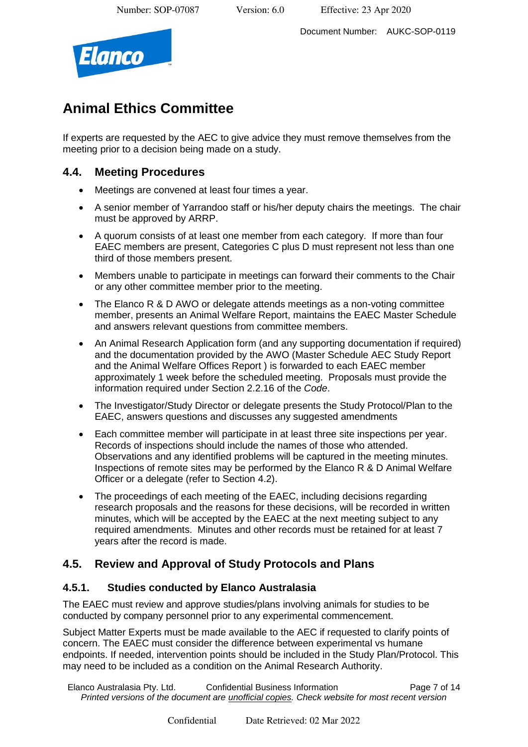# Animal Ethics Committee

If experts are requested by the AEC to give advice they must remove themselves from the meeting prior to a decision being made on a study.

## 4.4. Meeting Procedures

- Meetings are convened at least four times a year.
- A senior member of Yarrandoo staff or his/her deputy chairs the meetings. The chair must be approved by ARRP.
- A quorum consists of at least one member from each category. If more than four EAEC members are present, Categories C plus D must represent not less than one third of those members present.
- Members unable to participate in meetings can forward their comments to the Chair or any other committee member prior to the meeting.
- The Elanco R & D AWO or delegate attends meetings as a non-voting committee member, presents an Animal Welfare Report, maintains the EAEC Master Schedule and answers relevant questions from committee members.
- An Animal Research Application form (and any supporting documentation if required) and the documentation provided by the AWO (Master Schedule AEC Study Report and the Animal Welfare Offices Report ) is forwarded to each EAEC member approximately 1 week before the scheduled meeting. Proposals must provide the information required under Section 2.2.16 of the *Code*.
- The Investigator/Study Director or delegate presents the Study Protocol/Plan to the EAEC, answers questions and discusses any suggested amendments
- Each committee member will participate in at least three site inspections per year. Records of inspections should include the names of those who attended. Observations and any identified problems will be captured in the meeting minutes. Inspections of remote sites may be performed by the Elanco R & D Animal Welfare Officer or a delegate (refer to Section 4.2).
- The proceedings of each meeting of the EAEC, including decisions regarding research proposals and the reasons for these decisions, will be recorded in written minutes, which will be accepted by the EAEC at the next meeting subject to any required amendments. Minutes and other records must be retained for at least 7 years after the record is made.

## 4.5. Review and Approval of Study Protocols and Plans

### 4.5.1. Studies conducted by Elanco Australasia

The EAEC must review and approve studies/plans involving animals for studies to be conducted by company personnel prior to any experimental commencement.

Subject Matter Experts must be made available to the AEC if requested to clarify points of concern. The EAEC must consider the difference between experimental vs humane endpoints. If needed, intervention points should be included in the Study Plan/Protocol. This may need to be included as a condition on the Animal Research Authority.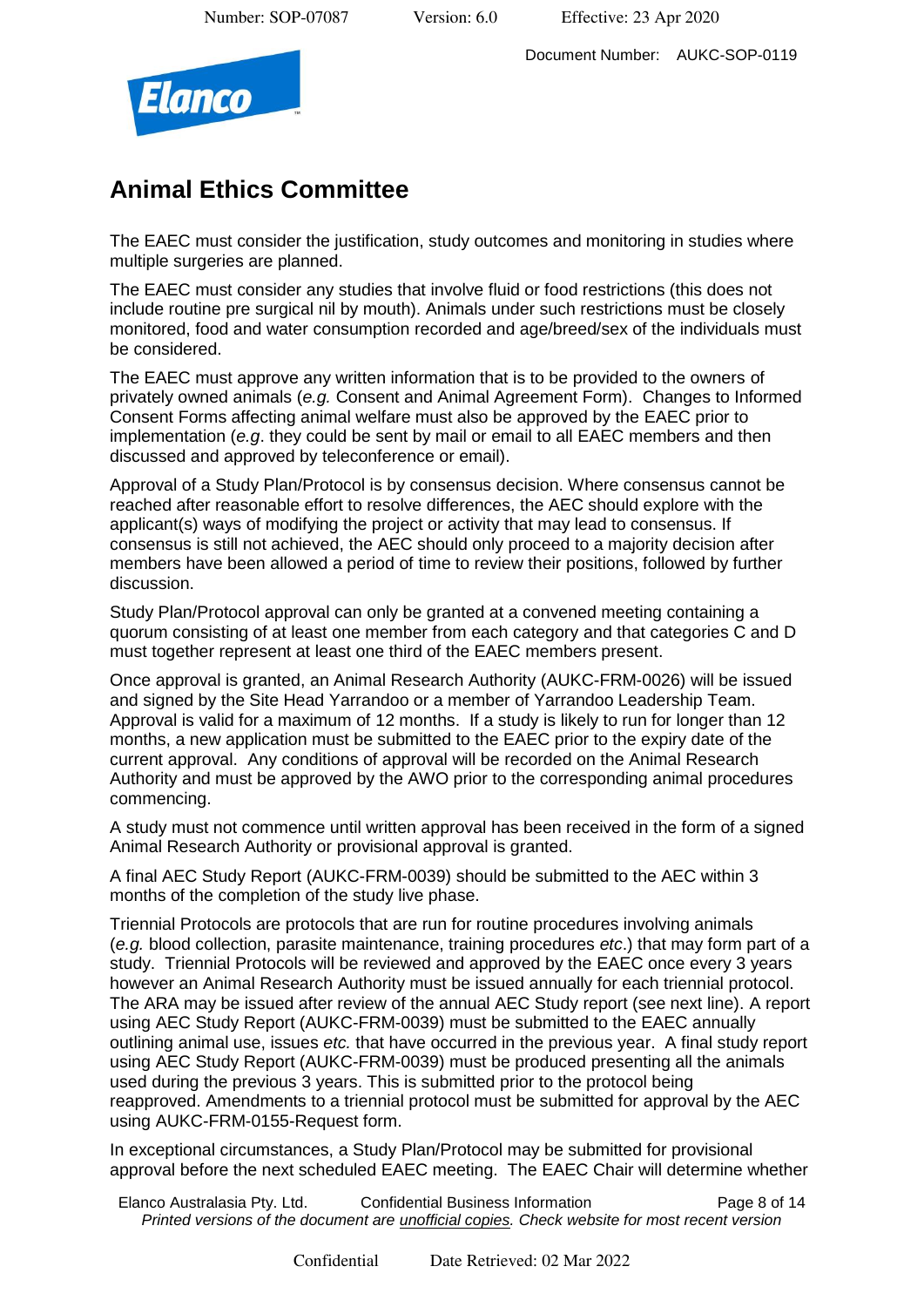# Animal Ethics Committee

The EAEC must consider the justification, study outcomes and monitoring in studies where multiple surgeries are planned.

The EAEC must consider any studies that involve fluid or food restrictions (this does not include routine pre surgical nil by mouth). Animals under such restrictions must be closely monitored, food and water consumption recorded and age/breed/sex of the individuals must be considered.

The EAEC must approve any written information that is to be provided to the owners of privately owned animals (*e.g.* Consent and Animal Agreement Form). Changes to Informed Consent Forms affecting animal welfare must also be approved by the EAEC prior to implementation (*e.g*. they could be sent by mail or email to all EAEC members and then discussed and approved by teleconference or email).

Approval of a Study Plan/Protocol is by consensus decision. Where consensus cannot be reached after reasonable effort to resolve differences, the AEC should explore with the applicant(s) ways of modifying the project or activity that may lead to consensus. If consensus is still not achieved, the AEC should only proceed to a majority decision after members have been allowed a period of time to review their positions, followed by further discussion.

Study Plan/Protocol approval can only be granted at a convened meeting containing a quorum consisting of at least one member from each category and that categories C and D must together represent at least one third of the EAEC members present.

Once approval is granted, an Animal Research Authority (AUKC-FRM-0026) will be issued and signed by the Site Head Yarrandoo or a member of Yarrandoo Leadership Team. Approval is valid for a maximum of 12 months. If a study is likely to run for longer than 12 months, a new application must be submitted to the EAEC prior to the expiry date of the current approval. Any conditions of approval will be recorded on the Animal Research Authority and must be approved by the AWO prior to the corresponding animal procedures commencing.

A study must not commence until written approval has been received in the form of a signed Animal Research Authority or provisional approval is granted.

A final AEC Study Report (AUKC-FRM-0039) should be submitted to the AEC within 3 months of the completion of the study live phase.

Triennial Protocols are protocols that are run for routine procedures involving animals (*e.g.* blood collection, parasite maintenance, training procedures *etc*.) that may form part of a study. Triennial Protocols will be reviewed and approved by the EAEC once every 3 years however an Animal Research Authority must be issued annually for each triennial protocol. The ARA may be issued after review of the annual AEC Study report (see next line). A report using AEC Study Report (AUKC-FRM-0039) must be submitted to the EAEC annually outlining animal use, issues *etc.* that have occurred in the previous year. A final study report using AEC Study Report (AUKC-FRM-0039) must be produced presenting all the animals used during the previous 3 years. This is submitted prior to the protocol being reapproved. Amendments to a triennial protocol must be submitted for approval by the AEC using AUKC-FRM-0155-Request form.

In exceptional circumstances, a Study Plan/Protocol may be submitted for provisional approval before the next scheduled EAEC meeting. The EAEC Chair will determine whether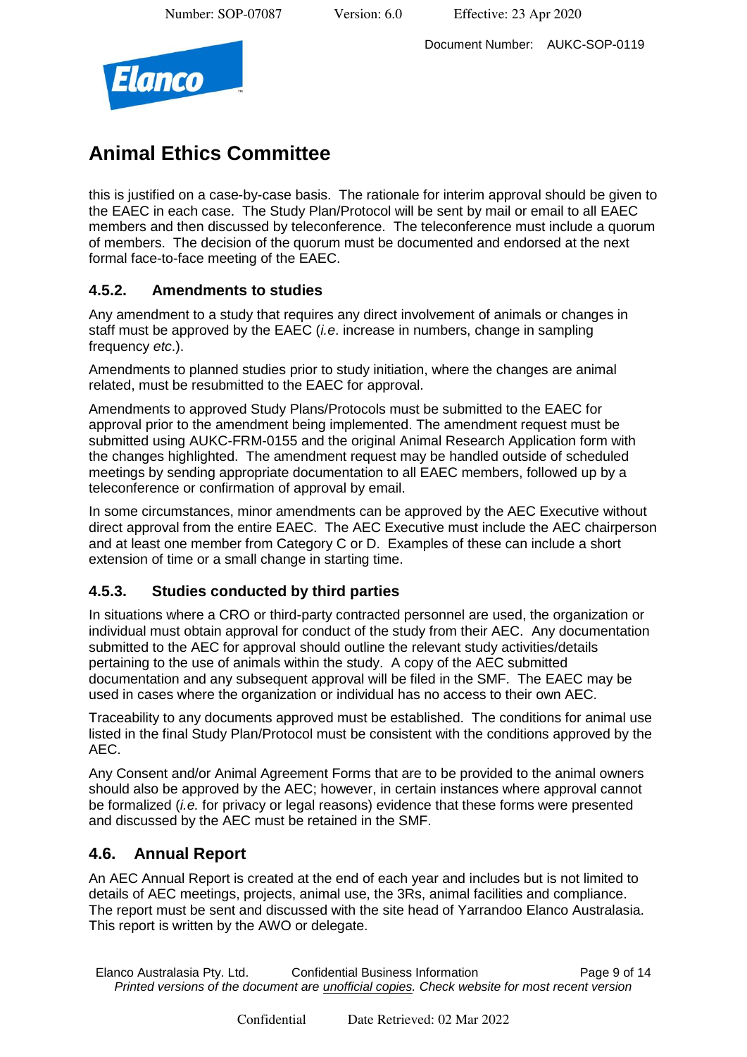this is justified on a case-by-case basis. The rationale for interim approval should be given to the EAEC in each case. The Study Plan/Protocol will be sent by mail or email to all EAEC members and then discussed by teleconference. The teleconference must include a quorum of members. The decision of the quorum must be documented and endorsed at the next formal face-to-face meeting of the EAEC.

### 4.5.2. Amendments to studies

Any amendment to a study that requires any direct involvement of animals or changes in staff must be approved by the EAEC (*i.e*. increase in numbers, change in sampling frequency *etc*.).

Amendments to planned studies prior to study initiation, where the changes are animal related, must be resubmitted to the EAEC for approval.

Amendments to approved Study Plans/Protocols must be submitted to the EAEC for approval prior to the amendment being implemented. The amendment request must be submitted using AUKC-FRM-0155 and the original Animal Research Application form with the changes highlighted. The amendment request may be handled outside of scheduled meetings by sending appropriate documentation to all EAEC members, followed up by a teleconference or confirmation of approval by email.

In some circumstances, minor amendments can be approved by the AEC Executive without direct approval from the entire EAEC. The AEC Executive must include the AEC chairperson and at least one member from Category C or D. Examples of these can include a short extension of time or a small change in starting time.

### 4.5.3. Studies conducted by third parties

In situations where a CRO or third-party contracted personnel are used, the organization or individual must obtain approval for conduct of the study from their AEC. Any documentation submitted to the AEC for approval should outline the relevant study activities/details pertaining to the use of animals within the study. A copy of the AEC submitted documentation and any subsequent approval will be filed in the SMF. The EAEC may be used in cases where the organization or individual has no access to their own AEC.

Traceability to any documents approved must be established. The conditions for animal use listed in the final Study Plan/Protocol must be consistent with the conditions approved by the AEC.

Any Consent and/or Animal Agreement Forms that are to be provided to the animal owners should also be approved by the AEC; however, in certain instances where approval cannot be formalized (*i.e.* for privacy or legal reasons) evidence that these forms were presented and discussed by the AEC must be retained in the SMF.

## 4.6. Annual Report

An AEC Annual Report is created at the end of each year and includes but is not limited to details of AEC meetings, projects, animal use, the 3Rs, animal facilities and compliance. The report must be sent and discussed with the site head of Yarrandoo Elanco Australasia. This report is written by the AWO or delegate.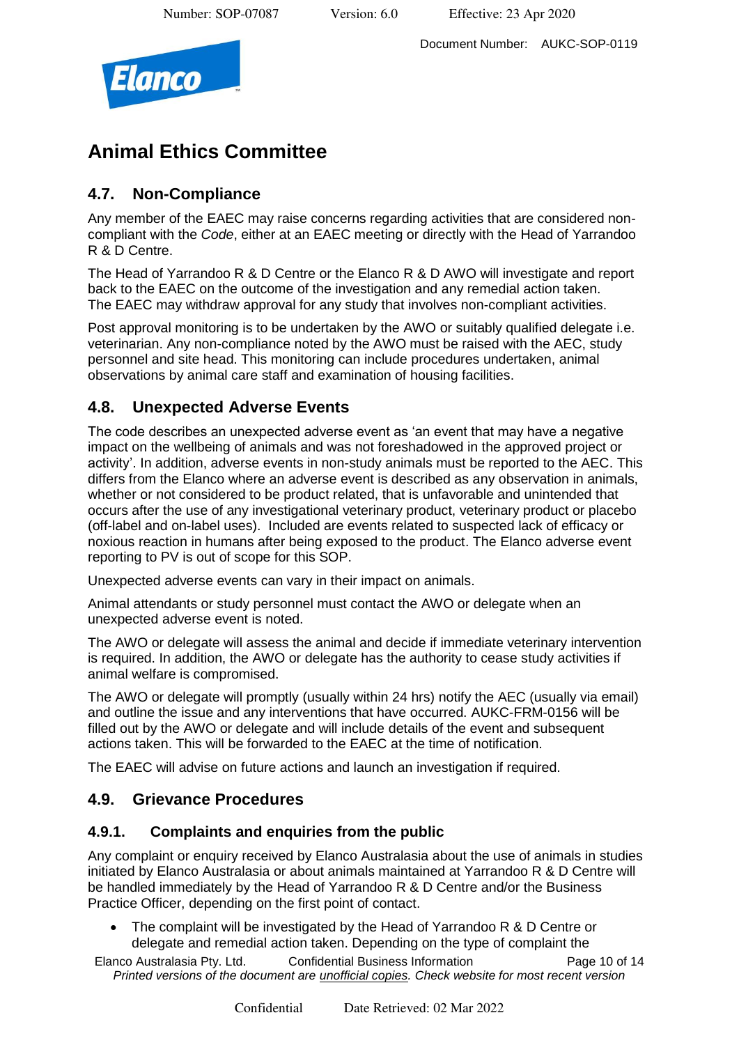# Animal Ethics Committee

## 4.7. Non-Compliance

Any member of the EAEC may raise concerns regarding activities that are considered non-compliant with the *Code*, either at an EAEC meeting or directly with the Head of Yarrandoo R & D Centre.

The Head of Yarrandoo R & D Centre or the Elanco R & D AWO will investigate and report back to the EAEC on the outcome of the investigation and any remedial action taken. The EAEC may withdraw approval for any study that involves non-compliant activities.

Post approval monitoring is to be undertaken by the AWO or suitably qualified delegate i.e. veterinarian. Any non-compliance noted by the AWO must be raised with the AEC, study personnel and site head. This monitoring can include procedures undertaken, animal observations by animal care staff and examination of housing facilities.

## 4.8. Unexpected Adverse Events

The code describes an unexpected adverse event as 'an event that may have a negative impact on the wellbeing of animals and was not foreshadowed in the approved project or activity'. In addition, adverse events in non-study animals must be reported to the AEC. This differs from the Elanco where an adverse event is described as any observation in animals, whether or not considered to be product related, that is unfavorable and unintended that occurs after the use of any investigational veterinary product, veterinary product or placebo (off-label and on-label uses). Included are events related to suspected lack of efficacy or noxious reaction in humans after being exposed to the product. The Elanco adverse event reporting to PV is out of scope for this SOP.

Unexpected adverse events can vary in their impact on animals.

Animal attendants or study personnel must contact the AWO or delegate when an unexpected adverse event is noted.

The AWO or delegate will assess the animal and decide if immediate veterinary intervention is required. In addition, the AWO or delegate has the authority to cease study activities if animal welfare is compromised.

The AWO or delegate will promptly (usually within 24 hrs) notify the AEC (usually via email) and outline the issue and any interventions that have occurred. AUKC-FRM-0156 will be filled out by the AWO or delegate and will include details of the event and subsequent actions taken. This will be forwarded to the EAEC at the time of notification.

The EAEC will advise on future actions and launch an investigation if required.

## 4.9. Grievance Procedures

### 4.9.1. Complaints and enquiries from the public

Any complaint or enquiry received by Elanco Australasia about the use of animals in studies initiated by Elanco Australasia or about animals maintained at Yarrandoo R & D Centre will be handled immediately by the Head of Yarrandoo R & D Centre and/or the Business Practice Officer, depending on the first point of contact.

- The complaint will be investigated by the Head of Yarrandoo R & D Centre or delegate and remedial action taken. Depending on the type of complaint the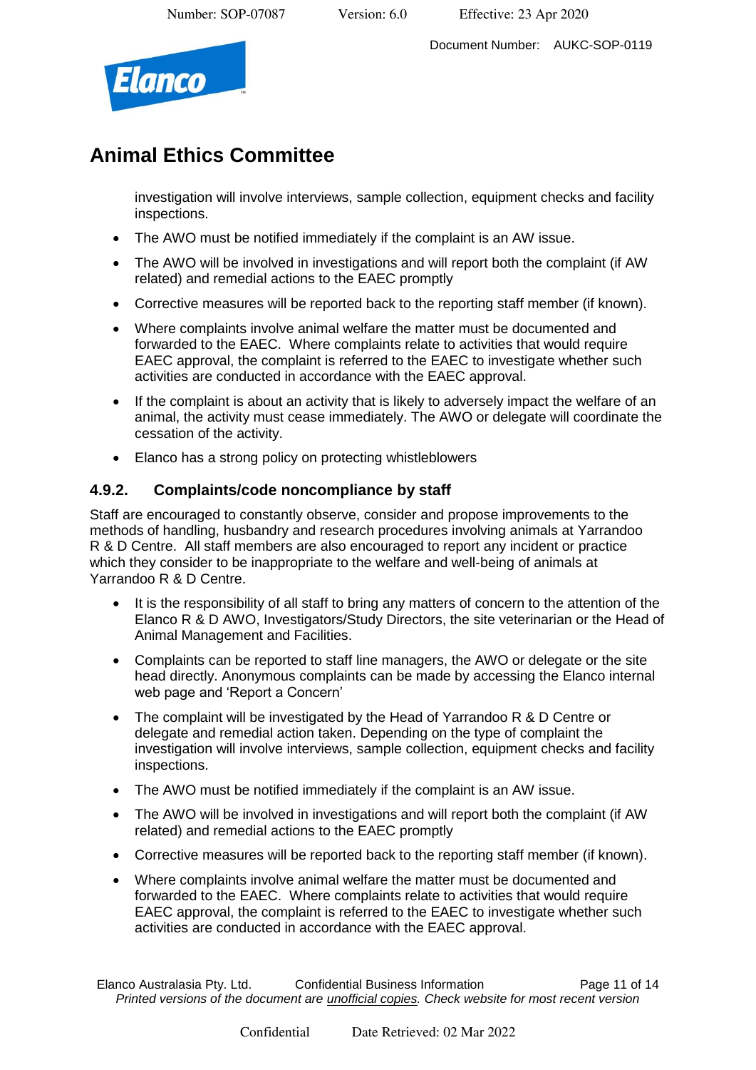investigation will involve interviews, sample collection, equipment checks and facility inspections.

- The AWO must be notified immediately if the complaint is an AW issue.
- The AWO will be involved in investigations and will report both the complaint (if AW related) and remedial actions to the EAEC promptly
- Corrective measures will be reported back to the reporting staff member (if known).
- Where complaints involve animal welfare the matter must be documented and forwarded to the EAEC. Where complaints relate to activities that would require EAEC approval, the complaint is referred to the EAEC to investigate whether such activities are conducted in accordance with the EAEC approval.
- If the complaint is about an activity that is likely to adversely impact the welfare of an animal, the activity must cease immediately. The AWO or delegate will coordinate the cessation of the activity.
- Elanco has a strong policy on protecting whistleblowers

### 4.9.2. Complaints/code noncompliance by staff

Staff are encouraged to constantly observe, consider and propose improvements to the methods of handling, husbandry and research procedures involving animals at Yarrandoo R & D Centre. All staff members are also encouraged to report any incident or practice which they consider to be inappropriate to the welfare and well-being of animals at Yarrandoo R & D Centre.

- It is the responsibility of all staff to bring any matters of concern to the attention of the Elanco R & D AWO, Investigators/Study Directors, the site veterinarian or the Head of Animal Management and Facilities.
- Complaints can be reported to staff line managers, the AWO or delegate or the site head directly. Anonymous complaints can be made by accessing the Elanco internal web page and 'Report a Concern'
- The complaint will be investigated by the Head of Yarrandoo R & D Centre or delegate and remedial action taken. Depending on the type of complaint the investigation will involve interviews, sample collection, equipment checks and facility inspections.
- The AWO must be notified immediately if the complaint is an AW issue.
- The AWO will be involved in investigations and will report both the complaint (if AW related) and remedial actions to the EAEC promptly
- Corrective measures will be reported back to the reporting staff member (if known).
- Where complaints involve animal welfare the matter must be documented and forwarded to the EAEC. Where complaints relate to activities that would require EAEC approval, the complaint is referred to the EAEC to investigate whether such activities are conducted in accordance with the EAEC approval.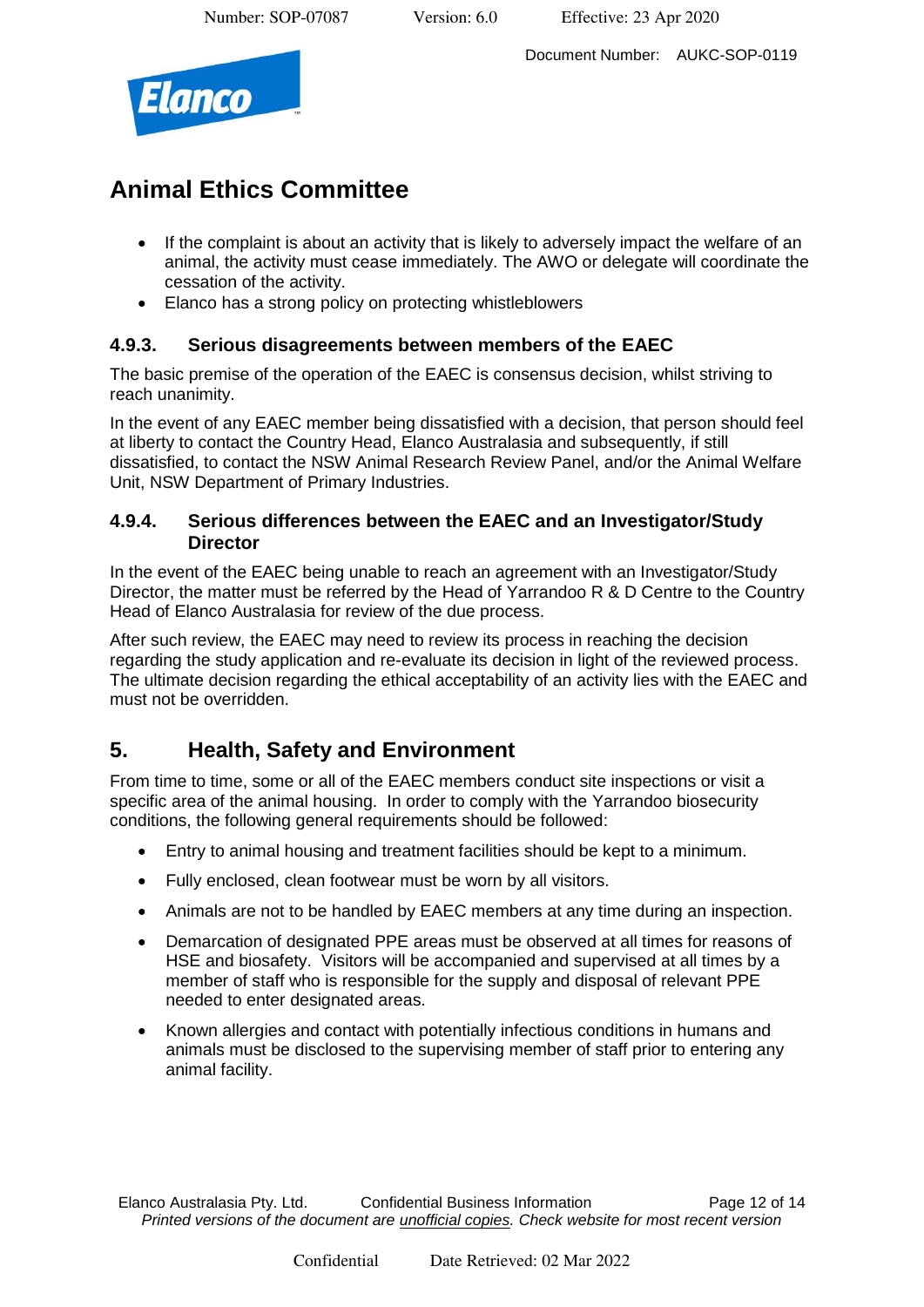- If the complaint is about an activity that is likely to adversely impact the welfare of an animal, the activity must cease immediately. The AWO or delegate will coordinate the cessation of the activity.
- Elanco has a strong policy on protecting whistleblowers

### 4.9.3. Serious disagreements between members of the EAEC

The basic premise of the operation of the EAEC is consensus decision, whilst striving to reach unanimity.

In the event of any EAEC member being dissatisfied with a decision, that person should feel at liberty to contact the Country Head, Elanco Australasia and subsequently, if still dissatisfied, to contact the NSW Animal Research Review Panel, and/or the Animal Welfare Unit, NSW Department of Primary Industries.

### 4.9.4. Serious differences between the EAEC and an Investigator/Study Director

In the event of the EAEC being unable to reach an agreement with an Investigator/Study Director, the matter must be referred by the Head of Yarrandoo R & D Centre to the Country Head of Elanco Australasia for review of the due process.

After such review, the EAEC may need to review its process in reaching the decision regarding the study application and re-evaluate its decision in light of the reviewed process. The ultimate decision regarding the ethical acceptability of an activity lies with the EAEC and must not be overridden.

## 5. Health, Safety and Environment

From time to time, some or all of the EAEC members conduct site inspections or visit a specific area of the animal housing. In order to comply with the Yarrandoo biosecurity conditions, the following general requirements should be followed:

- Entry to animal housing and treatment facilities should be kept to a minimum.
- Fully enclosed, clean footwear must be worn by all visitors.
- Animals are not to be handled by EAEC members at any time during an inspection.
- Demarcation of designated PPE areas must be observed at all times for reasons of HSE and biosafety. Visitors will be accompanied and supervised at all times by a member of staff who is responsible for the supply and disposal of relevant PPE needed to enter designated areas.
- Known allergies and contact with potentially infectious conditions in humans and animals must be disclosed to the supervising member of staff prior to entering any animal facility.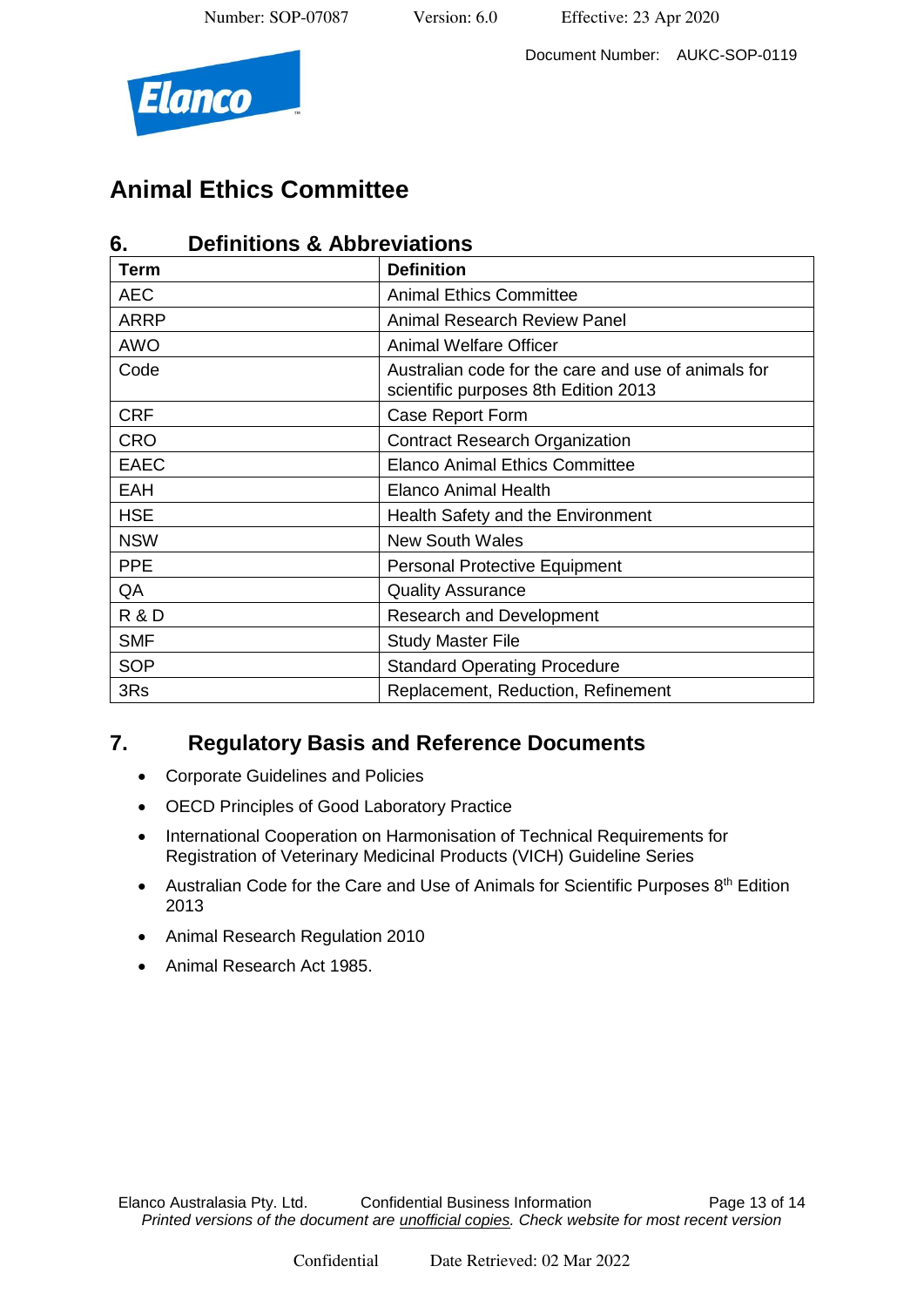# Animal Ethics Committee

## 6. Definitions & Abbreviations

| Term | Definition |
|---|---|
| AEC | Animal Ethics Committee |
| ARRP | Animal Research Review Panel |
| AWO | Animal Welfare Officer |
| Code | Australian code for the care and use of animals for scientific purposes 8th Edition 2013 |
| CRF | Case Report Form |
| CRO | Contract Research Organization |
| EAEC | Elanco Animal Ethics Committee |
| EAH | Elanco Animal Health |
| HSE | Health Safety and the Environment |
| NSW | New South Wales |
| PPE | Personal Protective Equipment |
| QA | Quality Assurance |
| R & D | Research and Development |
| SMF | Study Master File |
| SOP | Standard Operating Procedure |
| 3Rs | Replacement, Reduction, Refinement |

## 7. Regulatory Basis and Reference Documents

- Corporate Guidelines and Policies
- OECD Principles of Good Laboratory Practice
- International Cooperation on Harmonisation of Technical Requirements for Registration of Veterinary Medicinal Products (VICH) Guideline Series
- Australian Code for the Care and Use of Animals for Scientific Purposes 8th Edition 2013
- Animal Research Regulation 2010
- Animal Research Act 1985.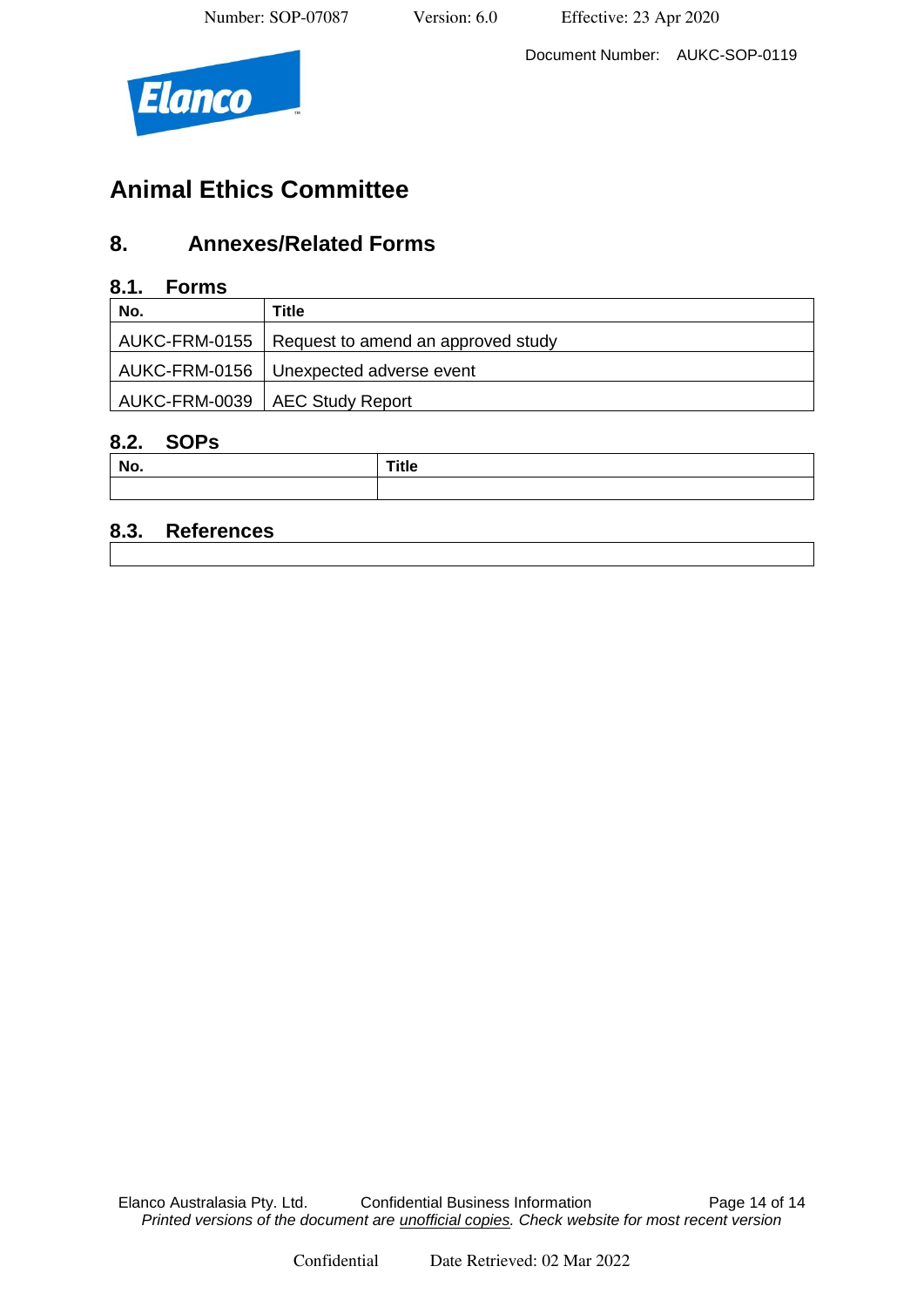# Animal Ethics Committee

## 8. Annexes/Related Forms

### 8.1. Forms

| No. | Title |
|---|---|
| AUKC-FRM-0155 | Request to amend an approved study |
| AUKC-FRM-0156 | Unexpected adverse event |
| AUKC-FRM-0039 | AEC Study Report |

### 8.2. SOPs

| No. | Title |
|---|---|
| | |

### 8.3. References

| |
|---|
| |